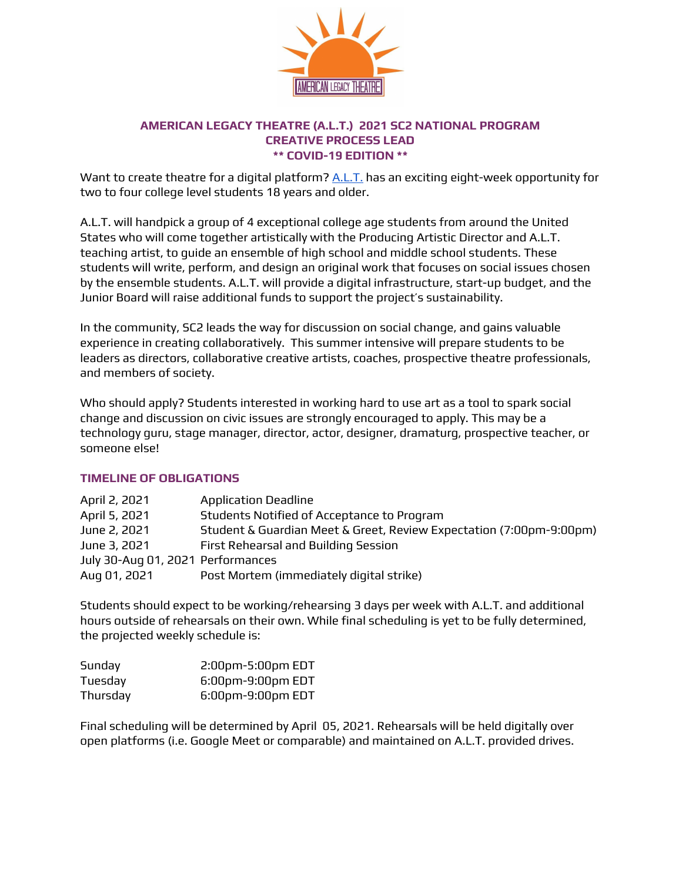# AMERICAN LEGACY THEATRE (A.L.T.) 2021 SC2 NATIONAL PROGRAM
## CREATIVE PROCESS LEAD
## ** COVID-19 EDITION **

Want to create theatre for a digital platform? A.L.T. has an exciting eight-week opportunity for two to four college level students 18 years and older.

A.L.T. will handpick a group of 4 exceptional college age students from around the United States who will come together artistically with the Producing Artistic Director and A.L.T. teaching artist, to guide an ensemble of high school and middle school students. These students will write, perform, and design an original work that focuses on social issues chosen by the ensemble students. A.L.T. will provide a digital infrastructure, start-up budget, and the Junior Board will raise additional funds to support the project's sustainability.

In the community, SC2 leads the way for discussion on social change, and gains valuable experience in creating collaboratively. This summer intensive will prepare students to be leaders as directors, collaborative creative artists, coaches, prospective theatre professionals, and members of society.

Who should apply? Students interested in working hard to use art as a tool to spark social change and discussion on civic issues are strongly encouraged to apply. This may be a technology guru, stage manager, director, actor, designer, dramaturg, prospective teacher, or someone else!

### TIMELINE OF OBLIGATIONS

| | |
|---|---|
| April 2, 2021 | Application Deadline |
| April 5, 2021 | Students Notified of Acceptance to Program |
| June 2, 2021 | Student & Guardian Meet & Greet, Review Expectation (7:00pm-9:00pm) |
| June 3, 2021 | First Rehearsal and Building Session |
| July 30-Aug 01, 2021 | Performances |
| Aug 01, 2021 | Post Mortem (immediately digital strike) |

Students should expect to be working/rehearsing 3 days per week with A.L.T. and additional hours outside of rehearsals on their own. While final scheduling is yet to be fully determined, the projected weekly schedule is:

| | |
|---|---|
| Sunday | 2:00pm-5:00pm EDT |
| Tuesday | 6:00pm-9:00pm EDT |
| Thursday | 6:00pm-9:00pm EDT |

Final scheduling will be determined by April 05, 2021. Rehearsals will be held digitally over open platforms (i.e. Google Meet or comparable) and maintained on A.L.T. provided drives.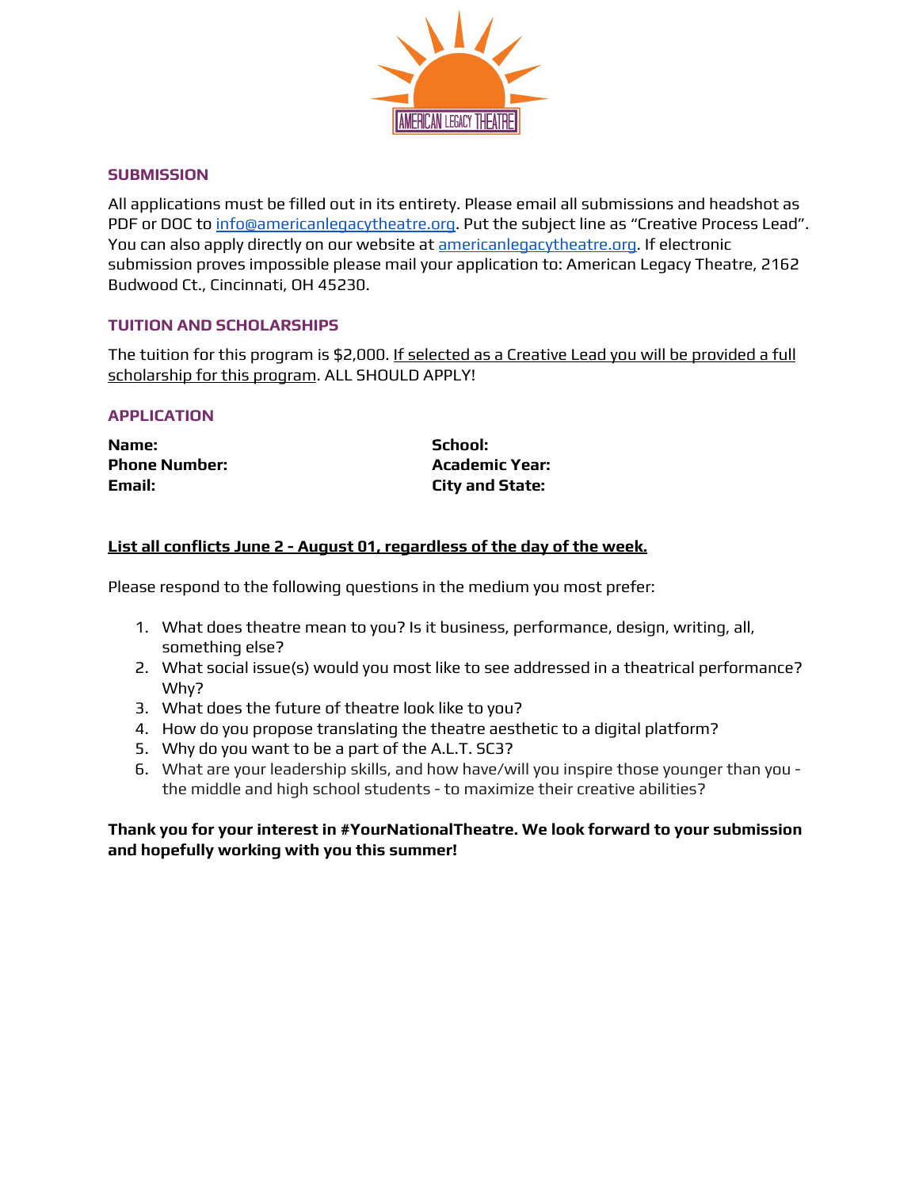## SUBMISSION

All applications must be filled out in its entirety. Please email all submissions and headshot as PDF or DOC to info@americanlegacytheatre.org. Put the subject line as "Creative Process Lead". You can also apply directly on our website at americanlegacytheatre.org. If electronic submission proves impossible please mail your application to: American Legacy Theatre, 2162 Budwood Ct., Cincinnati, OH 45230.

## TUITION AND SCHOLARSHIPS

The tuition for this program is $2,000. If selected as a Creative Lead you will be provided a full scholarship for this program. ALL SHOULD APPLY!

## APPLICATION

**Name:**

**Phone Number:**

**Email:**

**School:**

**Academic Year:**

**City and State:**

**List all conflicts June 2 - August 01, regardless of the day of the week.**

Please respond to the following questions in the medium you most prefer:

1. What does theatre mean to you? Is it business, performance, design, writing, all, something else?
2. What social issue(s) would you most like to see addressed in a theatrical performance? Why?
3. What does the future of theatre look like to you?
4. How do you propose translating the theatre aesthetic to a digital platform?
5. Why do you want to be a part of the A.L.T. SC3?
6. What are your leadership skills, and how have/will you inspire those younger than you - the middle and high school students - to maximize their creative abilities?

**Thank you for your interest in #YourNationalTheatre. We look forward to your submission and hopefully working with you this summer!**